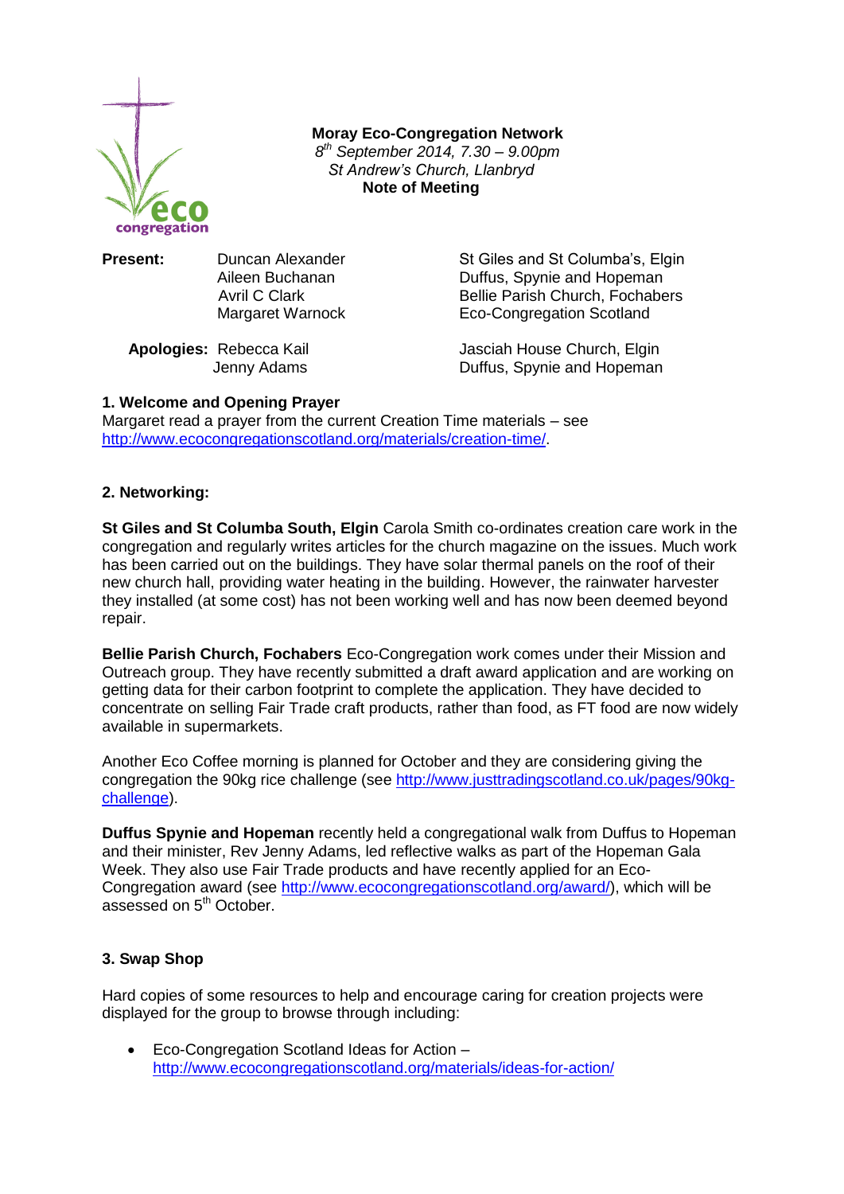**Moray Eco-Congregation Network**
*8th September 2014, 7.30 – 9.00pm*
*St Andrew's Church, Llanbryd*
**Note of Meeting**

| | | |
|---|---|---|
| **Present:** | Duncan Alexander | St Giles and St Columba's, Elgin |
| | Aileen Buchanan | Duffus, Spynie and Hopeman |
| | Avril C Clark | Bellie Parish Church, Fochabers |
| | Margaret Warnock | Eco-Congregation Scotland |
| **Apologies:** | Rebecca Kail | Jasciah House Church, Elgin |
| | Jenny Adams | Duffus, Spynie and Hopeman |

### 1. Welcome and Opening Prayer

Margaret read a prayer from the current Creation Time materials – see http://www.ecocongregationscotland.org/materials/creation-time/.

### 2. Networking:

**St Giles and St Columba South, Elgin** Carola Smith co-ordinates creation care work in the congregation and regularly writes articles for the church magazine on the issues. Much work has been carried out on the buildings. They have solar thermal panels on the roof of their new church hall, providing water heating in the building. However, the rainwater harvester they installed (at some cost) has not been working well and has now been deemed beyond repair.

**Bellie Parish Church, Fochabers** Eco-Congregation work comes under their Mission and Outreach group. They have recently submitted a draft award application and are working on getting data for their carbon footprint to complete the application. They have decided to concentrate on selling Fair Trade craft products, rather than food, as FT food are now widely available in supermarkets.

Another Eco Coffee morning is planned for October and they are considering giving the congregation the 90kg rice challenge (see http://www.justtradingscotland.co.uk/pages/90kg-challenge).

**Duffus Spynie and Hopeman** recently held a congregational walk from Duffus to Hopeman and their minister, Rev Jenny Adams, led reflective walks as part of the Hopeman Gala Week. They also use Fair Trade products and have recently applied for an Eco-Congregation award (see http://www.ecocongregationscotland.org/award/), which will be assessed on 5th October.

### 3. Swap Shop

Hard copies of some resources to help and encourage caring for creation projects were displayed for the group to browse through including:

- Eco-Congregation Scotland Ideas for Action – http://www.ecocongregationscotland.org/materials/ideas-for-action/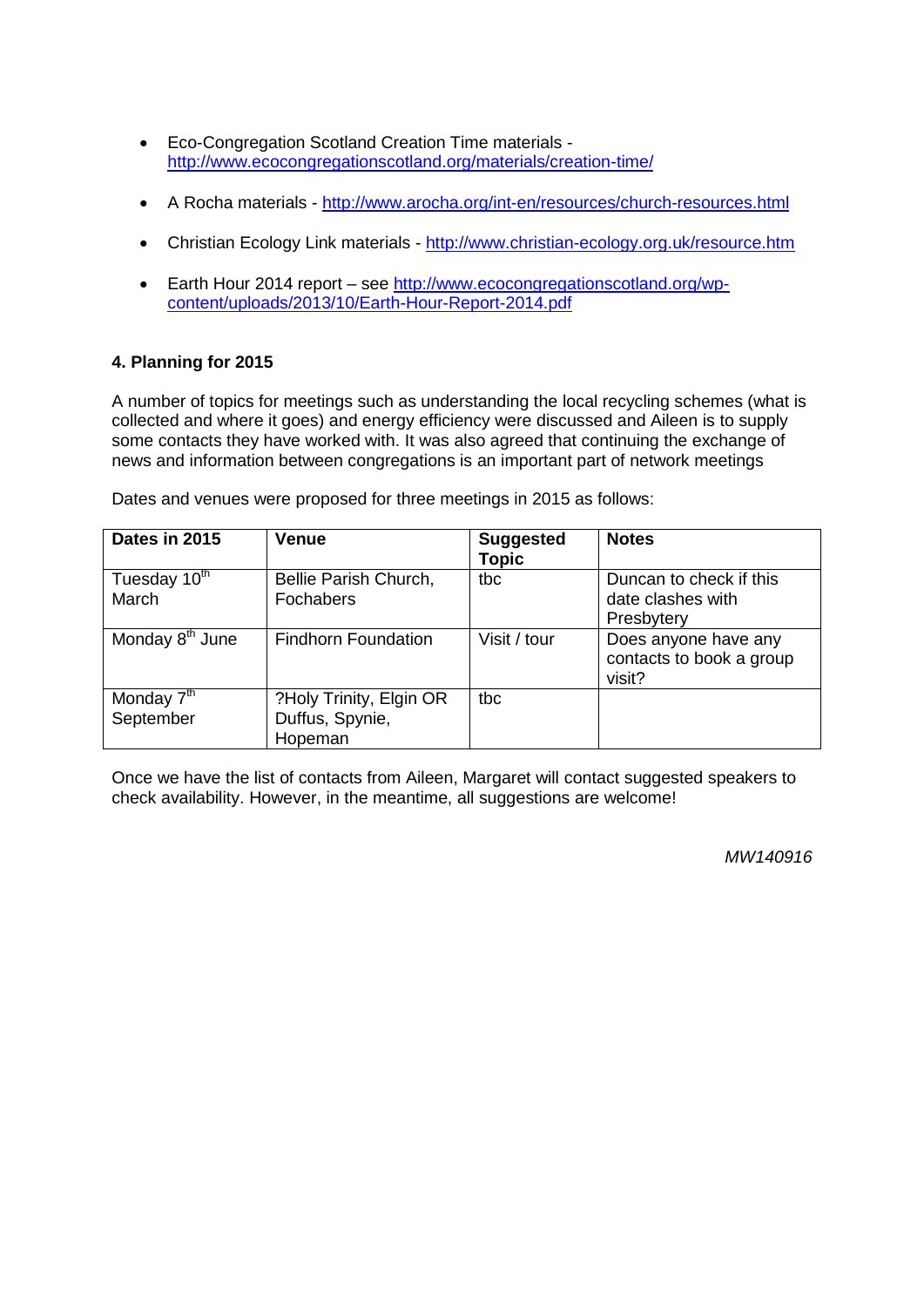- Eco-Congregation Scotland Creation Time materials - http://www.ecocongregationscotland.org/materials/creation-time/

- A Rocha materials - http://www.arocha.org/int-en/resources/church-resources.html

- Christian Ecology Link materials - http://www.christian-ecology.org.uk/resource.htm

- Earth Hour 2014 report – see http://www.ecocongregationscotland.org/wp-content/uploads/2013/10/Earth-Hour-Report-2014.pdf

#### 4. Planning for 2015

A number of topics for meetings such as understanding the local recycling schemes (what is collected and where it goes) and energy efficiency were discussed and Aileen is to supply some contacts they have worked with. It was also agreed that continuing the exchange of news and information between congregations is an important part of network meetings

Dates and venues were proposed for three meetings in 2015 as follows:

| Dates in 2015 | Venue | Suggested Topic | Notes |
|---|---|---|---|
| Tuesday 10th March | Bellie Parish Church, Fochabers | tbc | Duncan to check if this date clashes with Presbytery |
| Monday 8th June | Findhorn Foundation | Visit / tour | Does anyone have any contacts to book a group visit? |
| Monday 7th September | ?Holy Trinity, Elgin OR Duffus, Spynie, Hopeman | tbc | |

Once we have the list of contacts from Aileen, Margaret will contact suggested speakers to check availability. However, in the meantime, all suggestions are welcome!

*MW140916*